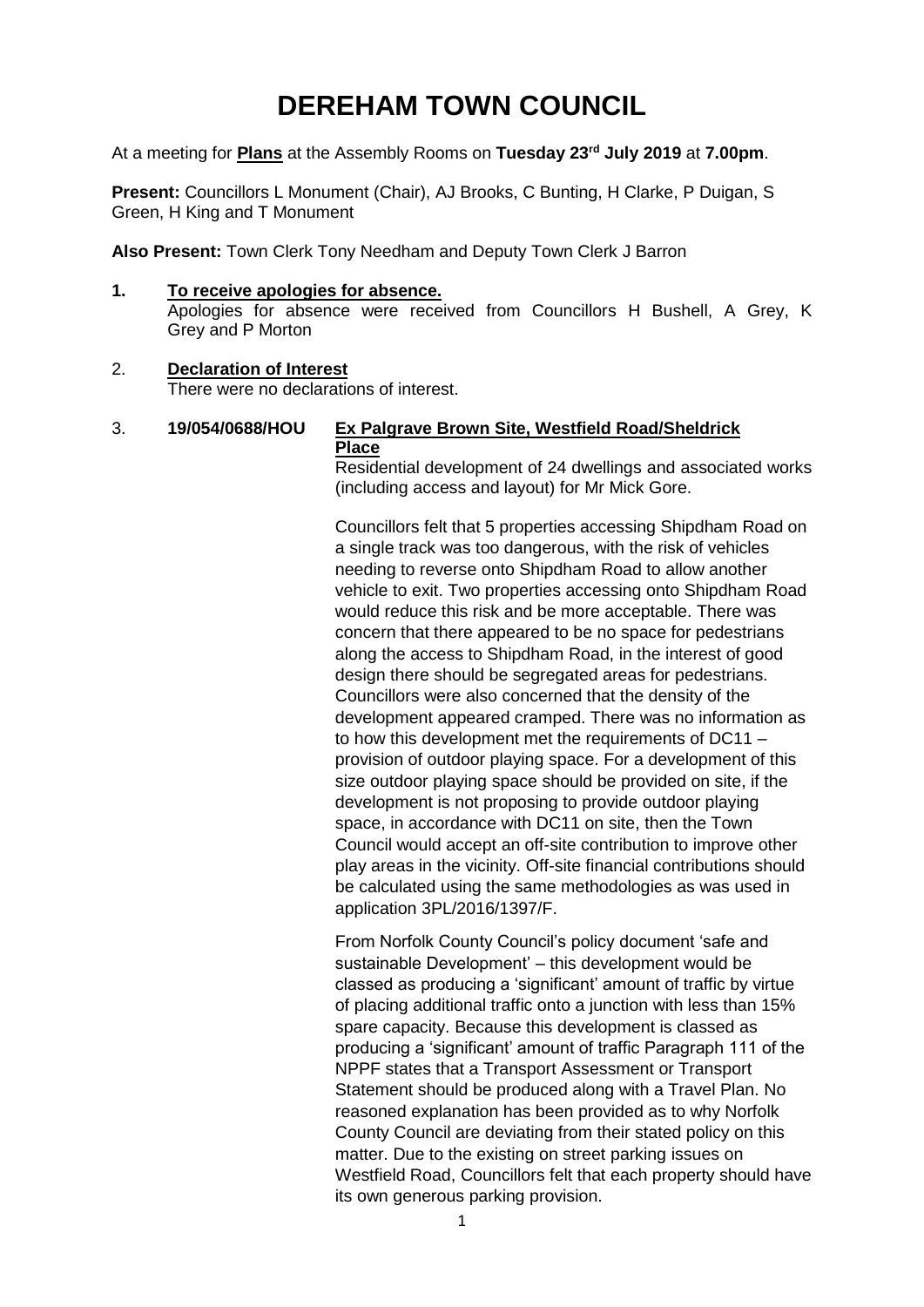# DEREHAM TOWN COUNCIL

At a meeting for **Plans** at the Assembly Rooms on **Tuesday 23rd July 2019** at **7.00pm**.

**Present:** Councillors L Monument (Chair), AJ Brooks, C Bunting, H Clarke, P Duigan, S Green, H King and T Monument

**Also Present:** Town Clerk Tony Needham and Deputy Town Clerk J Barron

**1. To receive apologies for absence.**

Apologies for absence were received from Councillors H Bushell, A Grey, K Grey and P Morton

**2. Declaration of Interest**

There were no declarations of interest.

**3. 19/054/0688/HOU** **Ex Palgrave Brown Site, Westfield Road/Sheldrick Place**

Residential development of 24 dwellings and associated works (including access and layout) for Mr Mick Gore.

Councillors felt that 5 properties accessing Shipdham Road on a single track was too dangerous, with the risk of vehicles needing to reverse onto Shipdham Road to allow another vehicle to exit. Two properties accessing onto Shipdham Road would reduce this risk and be more acceptable. There was concern that there appeared to be no space for pedestrians along the access to Shipdham Road, in the interest of good design there should be segregated areas for pedestrians. Councillors were also concerned that the density of the development appeared cramped. There was no information as to how this development met the requirements of DC11 – provision of outdoor playing space. For a development of this size outdoor playing space should be provided on site, if the development is not proposing to provide outdoor playing space, in accordance with DC11 on site, then the Town Council would accept an off-site contribution to improve other play areas in the vicinity. Off-site financial contributions should be calculated using the same methodologies as was used in application 3PL/2016/1397/F.

From Norfolk County Council's policy document 'safe and sustainable Development' – this development would be classed as producing a 'significant' amount of traffic by virtue of placing additional traffic onto a junction with less than 15% spare capacity. Because this development is classed as producing a 'significant' amount of traffic Paragraph 111 of the NPPF states that a Transport Assessment or Transport Statement should be produced along with a Travel Plan. No reasoned explanation has been provided as to why Norfolk County Council are deviating from their stated policy on this matter. Due to the existing on street parking issues on Westfield Road, Councillors felt that each property should have its own generous parking provision.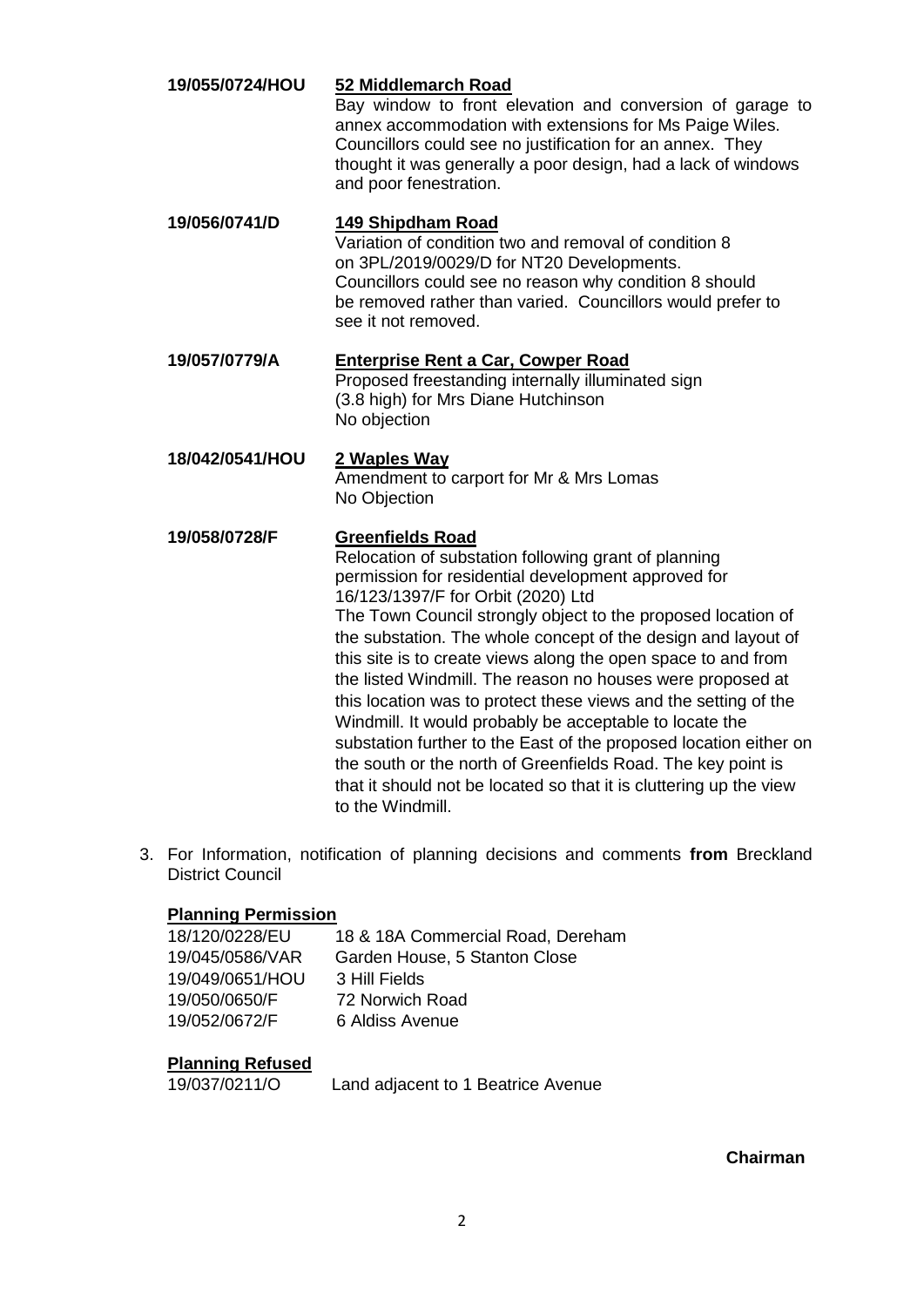**19/055/0724/HOU** **52 Middlemarch Road**
Bay window to front elevation and conversion of garage to annex accommodation with extensions for Ms Paige Wiles.
Councillors could see no justification for an annex. They thought it was generally a poor design, had a lack of windows and poor fenestration.

**19/056/0741/D** **149 Shipdham Road**
Variation of condition two and removal of condition 8 on 3PL/2019/0029/D for NT20 Developments.
Councillors could see no reason why condition 8 should be removed rather than varied. Councillors would prefer to see it not removed.

**19/057/0779/A** **Enterprise Rent a Car, Cowper Road**
Proposed freestanding internally illuminated sign (3.8 high) for Mrs Diane Hutchinson
No objection

**18/042/0541/HOU** **2 Waples Way**
Amendment to carport for Mr & Mrs Lomas
No Objection

**19/058/0728/F** **Greenfields Road**
Relocation of substation following grant of planning permission for residential development approved for 16/123/1397/F for Orbit (2020) Ltd
The Town Council strongly object to the proposed location of the substation. The whole concept of the design and layout of this site is to create views along the open space to and from the listed Windmill. The reason no houses were proposed at this location was to protect these views and the setting of the Windmill. It would probably be acceptable to locate the substation further to the East of the proposed location either on the south or the north of Greenfields Road. The key point is that it should not be located so that it is cluttering up the view to the Windmill.

3. For Information, notification of planning decisions and comments **from** Breckland District Council

**Planning Permission**

| | |
|---|---|
| 18/120/0228/EU | 18 & 18A Commercial Road, Dereham |
| 19/045/0586/VAR | Garden House, 5 Stanton Close |
| 19/049/0651/HOU | 3 Hill Fields |
| 19/050/0650/F | 72 Norwich Road |
| 19/052/0672/F | 6 Aldiss Avenue |

**Planning Refused**

| | |
|---|---|
| 19/037/0211/O | Land adjacent to 1 Beatrice Avenue |

**Chairman**